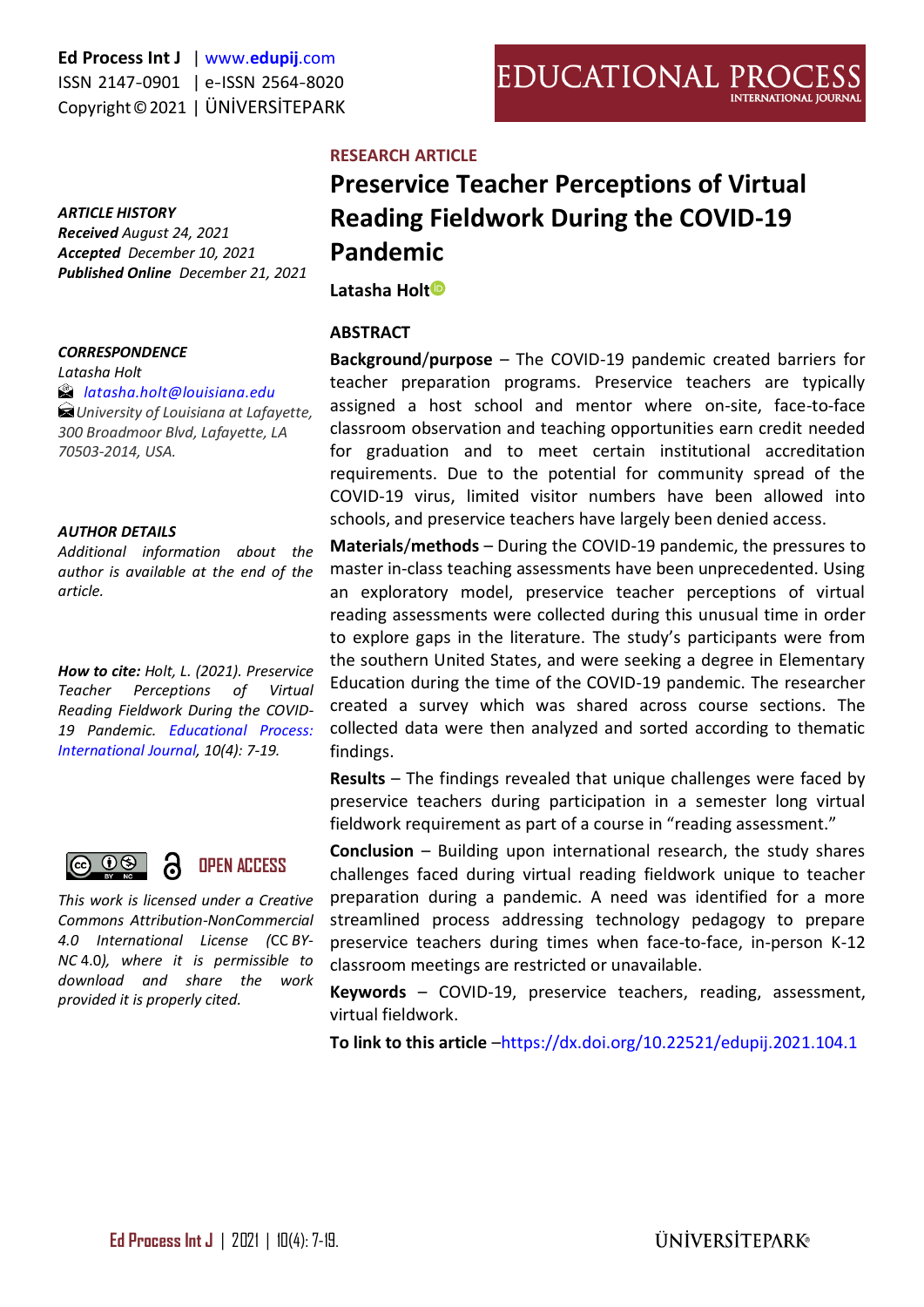Ed Process Int J | www.edupij.com
ISSN 2147-0901 | e-ISSN 2564-8020
Copyright © 2021 | ÜNİVERSİTEPARK

**RESEARCH ARTICLE**

# Preservice Teacher Perceptions of Virtual Reading Fieldwork During the COVID-19 Pandemic

**Latasha Holt**

***ARTICLE HISTORY***
***Received*** *August 24, 2021*
***Accepted*** *December 10, 2021*
***Published Online*** *December 21, 2021*

***CORRESPONDENCE***
*Latasha Holt*
*latasha.holt@louisiana.edu*
*University of Louisiana at Lafayette, 300 Broadmoor Blvd, Lafayette, LA 70503-2014, USA.*

***AUTHOR DETAILS***
*Additional information about the author is available at the end of the article.*

***How to cite:*** *Holt, L. (2021). Preservice Teacher Perceptions of Virtual Reading Fieldwork During the COVID-19 Pandemic. Educational Process: International Journal, 10(4): 7-19.*

OPEN ACCESS

*This work is licensed under a Creative Commons Attribution-NonCommercial 4.0 International License (CC BY-NC 4.0), where it is permissible to download and share the work provided it is properly cited.*

## ABSTRACT

**Background/purpose** – The COVID-19 pandemic created barriers for teacher preparation programs. Preservice teachers are typically assigned a host school and mentor where on-site, face-to-face classroom observation and teaching opportunities earn credit needed for graduation and to meet certain institutional accreditation requirements. Due to the potential for community spread of the COVID-19 virus, limited visitor numbers have been allowed into schools, and preservice teachers have largely been denied access.

**Materials/methods** – During the COVID-19 pandemic, the pressures to master in-class teaching assessments have been unprecedented. Using an exploratory model, preservice teacher perceptions of virtual reading assessments were collected during this unusual time in order to explore gaps in the literature. The study's participants were from the southern United States, and were seeking a degree in Elementary Education during the time of the COVID-19 pandemic. The researcher created a survey which was shared across course sections. The collected data were then analyzed and sorted according to thematic findings.

**Results** – The findings revealed that unique challenges were faced by preservice teachers during participation in a semester long virtual fieldwork requirement as part of a course in "reading assessment."

**Conclusion** – Building upon international research, the study shares challenges faced during virtual reading fieldwork unique to teacher preparation during a pandemic. A need was identified for a more streamlined process addressing technology pedagogy to prepare preservice teachers during times when face-to-face, in-person K-12 classroom meetings are restricted or unavailable.

**Keywords** – COVID-19, preservice teachers, reading, assessment, virtual fieldwork.

**To link to this article** –https://dx.doi.org/10.22521/edupij.2021.104.1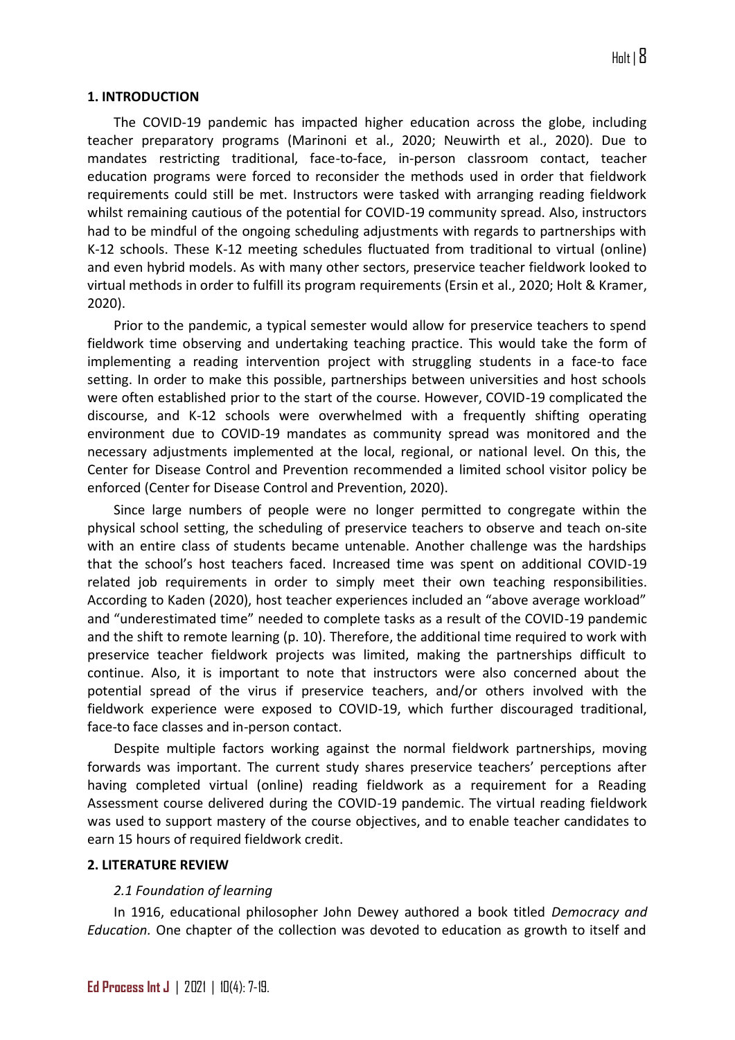## 1. INTRODUCTION

The COVID-19 pandemic has impacted higher education across the globe, including teacher preparatory programs (Marinoni et al., 2020; Neuwirth et al., 2020). Due to mandates restricting traditional, face-to-face, in-person classroom contact, teacher education programs were forced to reconsider the methods used in order that fieldwork requirements could still be met. Instructors were tasked with arranging reading fieldwork whilst remaining cautious of the potential for COVID-19 community spread. Also, instructors had to be mindful of the ongoing scheduling adjustments with regards to partnerships with K-12 schools. These K-12 meeting schedules fluctuated from traditional to virtual (online) and even hybrid models. As with many other sectors, preservice teacher fieldwork looked to virtual methods in order to fulfill its program requirements (Ersin et al., 2020; Holt & Kramer, 2020).

Prior to the pandemic, a typical semester would allow for preservice teachers to spend fieldwork time observing and undertaking teaching practice. This would take the form of implementing a reading intervention project with struggling students in a face-to face setting. In order to make this possible, partnerships between universities and host schools were often established prior to the start of the course. However, COVID-19 complicated the discourse, and K-12 schools were overwhelmed with a frequently shifting operating environment due to COVID-19 mandates as community spread was monitored and the necessary adjustments implemented at the local, regional, or national level. On this, the Center for Disease Control and Prevention recommended a limited school visitor policy be enforced (Center for Disease Control and Prevention, 2020).

Since large numbers of people were no longer permitted to congregate within the physical school setting, the scheduling of preservice teachers to observe and teach on-site with an entire class of students became untenable. Another challenge was the hardships that the school's host teachers faced. Increased time was spent on additional COVID-19 related job requirements in order to simply meet their own teaching responsibilities. According to Kaden (2020), host teacher experiences included an "above average workload" and "underestimated time" needed to complete tasks as a result of the COVID-19 pandemic and the shift to remote learning (p. 10). Therefore, the additional time required to work with preservice teacher fieldwork projects was limited, making the partnerships difficult to continue. Also, it is important to note that instructors were also concerned about the potential spread of the virus if preservice teachers, and/or others involved with the fieldwork experience were exposed to COVID-19, which further discouraged traditional, face-to face classes and in-person contact.

Despite multiple factors working against the normal fieldwork partnerships, moving forwards was important. The current study shares preservice teachers' perceptions after having completed virtual (online) reading fieldwork as a requirement for a Reading Assessment course delivered during the COVID-19 pandemic. The virtual reading fieldwork was used to support mastery of the course objectives, and to enable teacher candidates to earn 15 hours of required fieldwork credit.

## 2. LITERATURE REVIEW

### *2.1 Foundation of learning*

In 1916, educational philosopher John Dewey authored a book titled *Democracy and Education.* One chapter of the collection was devoted to education as growth to itself and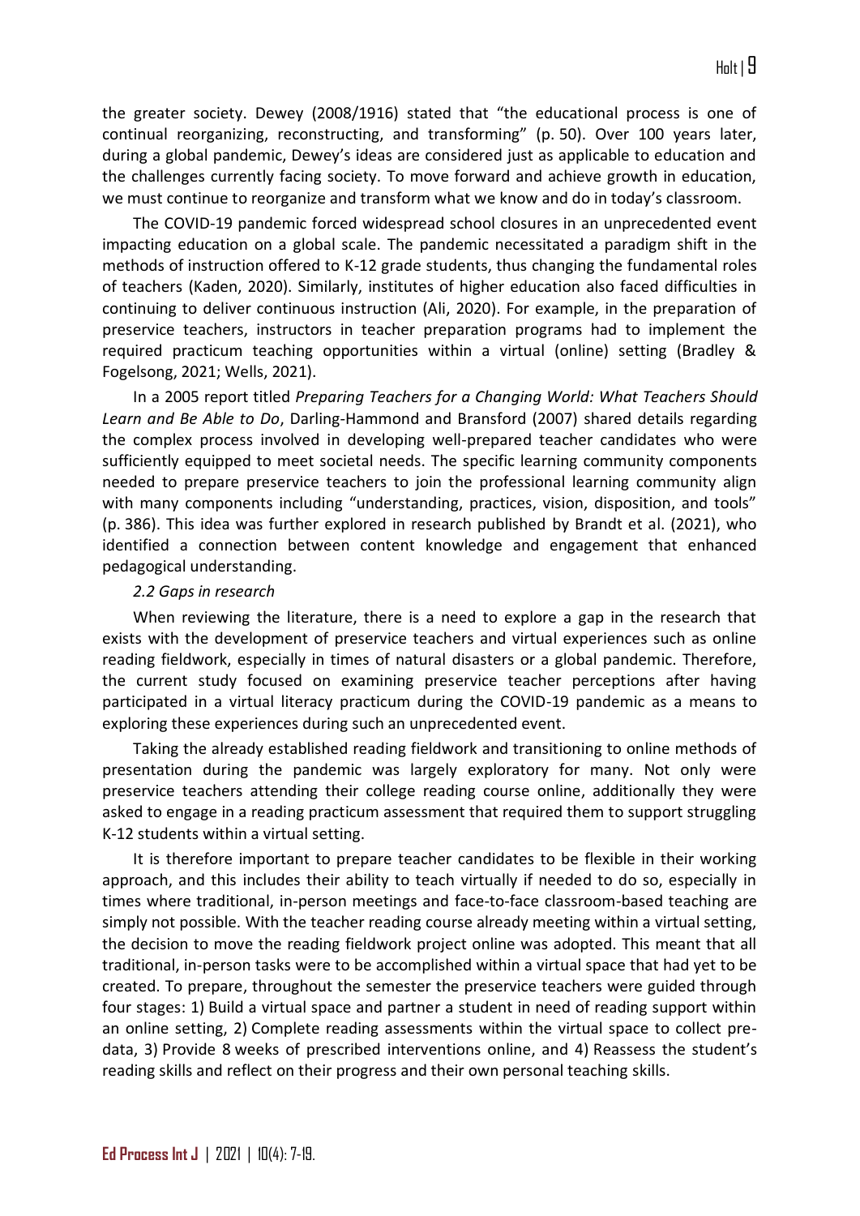the greater society. Dewey (2008/1916) stated that "the educational process is one of continual reorganizing, reconstructing, and transforming" (p. 50). Over 100 years later, during a global pandemic, Dewey's ideas are considered just as applicable to education and the challenges currently facing society. To move forward and achieve growth in education, we must continue to reorganize and transform what we know and do in today's classroom.

The COVID-19 pandemic forced widespread school closures in an unprecedented event impacting education on a global scale. The pandemic necessitated a paradigm shift in the methods of instruction offered to K-12 grade students, thus changing the fundamental roles of teachers (Kaden, 2020). Similarly, institutes of higher education also faced difficulties in continuing to deliver continuous instruction (Ali, 2020). For example, in the preparation of preservice teachers, instructors in teacher preparation programs had to implement the required practicum teaching opportunities within a virtual (online) setting (Bradley & Fogelsong, 2021; Wells, 2021).

In a 2005 report titled *Preparing Teachers for a Changing World: What Teachers Should Learn and Be Able to Do*, Darling-Hammond and Bransford (2007) shared details regarding the complex process involved in developing well-prepared teacher candidates who were sufficiently equipped to meet societal needs. The specific learning community components needed to prepare preservice teachers to join the professional learning community align with many components including "understanding, practices, vision, disposition, and tools" (p. 386). This idea was further explored in research published by Brandt et al. (2021), who identified a connection between content knowledge and engagement that enhanced pedagogical understanding.

### *2.2 Gaps in research*

When reviewing the literature, there is a need to explore a gap in the research that exists with the development of preservice teachers and virtual experiences such as online reading fieldwork, especially in times of natural disasters or a global pandemic. Therefore, the current study focused on examining preservice teacher perceptions after having participated in a virtual literacy practicum during the COVID-19 pandemic as a means to exploring these experiences during such an unprecedented event.

Taking the already established reading fieldwork and transitioning to online methods of presentation during the pandemic was largely exploratory for many. Not only were preservice teachers attending their college reading course online, additionally they were asked to engage in a reading practicum assessment that required them to support struggling K-12 students within a virtual setting.

It is therefore important to prepare teacher candidates to be flexible in their working approach, and this includes their ability to teach virtually if needed to do so, especially in times where traditional, in-person meetings and face-to-face classroom-based teaching are simply not possible. With the teacher reading course already meeting within a virtual setting, the decision to move the reading fieldwork project online was adopted. This meant that all traditional, in-person tasks were to be accomplished within a virtual space that had yet to be created. To prepare, throughout the semester the preservice teachers were guided through four stages: 1) Build a virtual space and partner a student in need of reading support within an online setting, 2) Complete reading assessments within the virtual space to collect pre-data, 3) Provide 8 weeks of prescribed interventions online, and 4) Reassess the student's reading skills and reflect on their progress and their own personal teaching skills.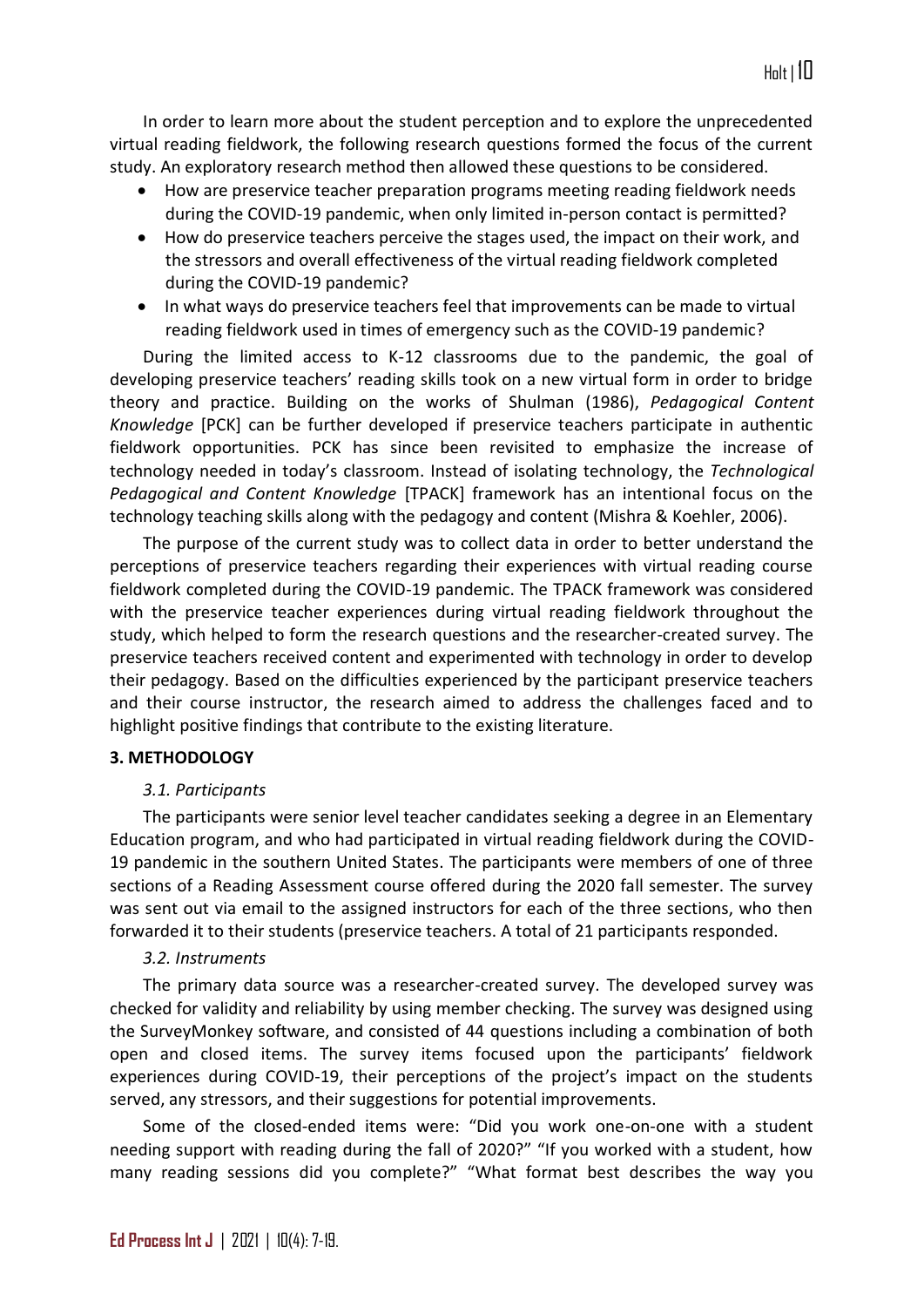In order to learn more about the student perception and to explore the unprecedented virtual reading fieldwork, the following research questions formed the focus of the current study. An exploratory research method then allowed these questions to be considered.

- How are preservice teacher preparation programs meeting reading fieldwork needs during the COVID-19 pandemic, when only limited in-person contact is permitted?
- How do preservice teachers perceive the stages used, the impact on their work, and the stressors and overall effectiveness of the virtual reading fieldwork completed during the COVID-19 pandemic?
- In what ways do preservice teachers feel that improvements can be made to virtual reading fieldwork used in times of emergency such as the COVID-19 pandemic?

During the limited access to K-12 classrooms due to the pandemic, the goal of developing preservice teachers' reading skills took on a new virtual form in order to bridge theory and practice. Building on the works of Shulman (1986), *Pedagogical Content Knowledge* [PCK] can be further developed if preservice teachers participate in authentic fieldwork opportunities. PCK has since been revisited to emphasize the increase of technology needed in today's classroom. Instead of isolating technology, the *Technological Pedagogical and Content Knowledge* [TPACK] framework has an intentional focus on the technology teaching skills along with the pedagogy and content (Mishra & Koehler, 2006).

The purpose of the current study was to collect data in order to better understand the perceptions of preservice teachers regarding their experiences with virtual reading course fieldwork completed during the COVID-19 pandemic. The TPACK framework was considered with the preservice teacher experiences during virtual reading fieldwork throughout the study, which helped to form the research questions and the researcher-created survey. The preservice teachers received content and experimented with technology in order to develop their pedagogy. Based on the difficulties experienced by the participant preservice teachers and their course instructor, the research aimed to address the challenges faced and to highlight positive findings that contribute to the existing literature.

## 3. METHODOLOGY

### *3.1. Participants*

The participants were senior level teacher candidates seeking a degree in an Elementary Education program, and who had participated in virtual reading fieldwork during the COVID-19 pandemic in the southern United States. The participants were members of one of three sections of a Reading Assessment course offered during the 2020 fall semester. The survey was sent out via email to the assigned instructors for each of the three sections, who then forwarded it to their students (preservice teachers. A total of 21 participants responded.

### *3.2. Instruments*

The primary data source was a researcher-created survey. The developed survey was checked for validity and reliability by using member checking. The survey was designed using the SurveyMonkey software, and consisted of 44 questions including a combination of both open and closed items. The survey items focused upon the participants' fieldwork experiences during COVID-19, their perceptions of the project's impact on the students served, any stressors, and their suggestions for potential improvements.

Some of the closed-ended items were: "Did you work one-on-one with a student needing support with reading during the fall of 2020?" "If you worked with a student, how many reading sessions did you complete?" "What format best describes the way you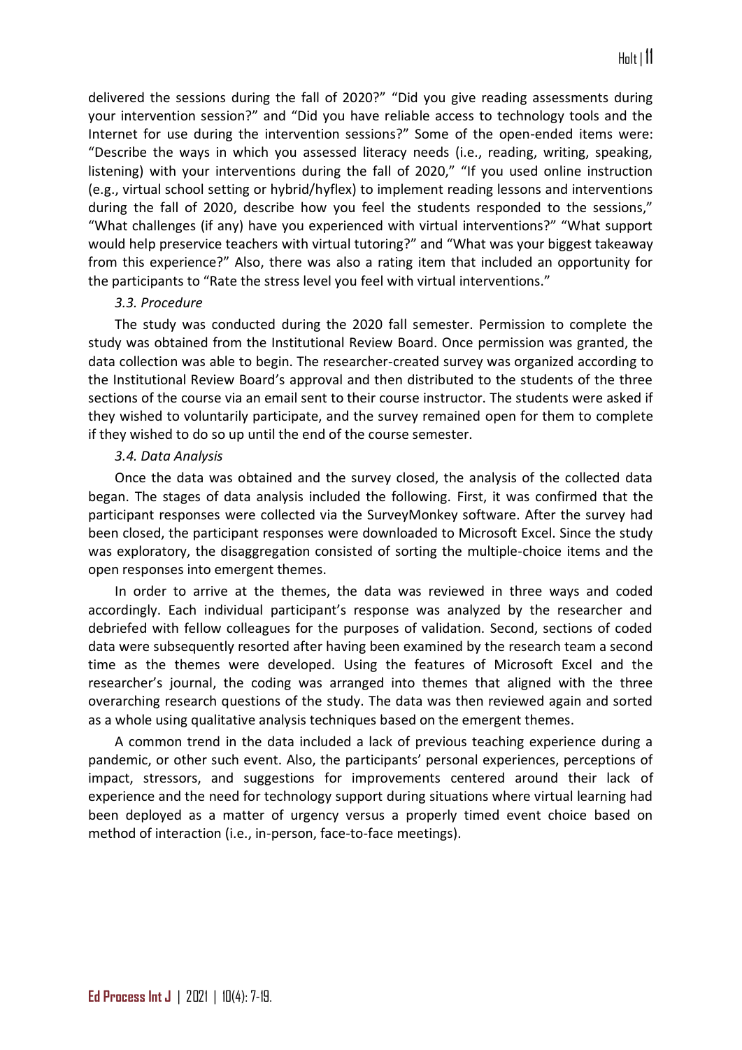delivered the sessions during the fall of 2020?" "Did you give reading assessments during your intervention session?" and "Did you have reliable access to technology tools and the Internet for use during the intervention sessions?" Some of the open-ended items were: "Describe the ways in which you assessed literacy needs (i.e., reading, writing, speaking, listening) with your interventions during the fall of 2020," "If you used online instruction (e.g., virtual school setting or hybrid/hyflex) to implement reading lessons and interventions during the fall of 2020, describe how you feel the students responded to the sessions," "What challenges (if any) have you experienced with virtual interventions?" "What support would help preservice teachers with virtual tutoring?" and "What was your biggest takeaway from this experience?" Also, there was also a rating item that included an opportunity for the participants to "Rate the stress level you feel with virtual interventions."

### *3.3. Procedure*

The study was conducted during the 2020 fall semester. Permission to complete the study was obtained from the Institutional Review Board. Once permission was granted, the data collection was able to begin. The researcher-created survey was organized according to the Institutional Review Board's approval and then distributed to the students of the three sections of the course via an email sent to their course instructor. The students were asked if they wished to voluntarily participate, and the survey remained open for them to complete if they wished to do so up until the end of the course semester.

### *3.4. Data Analysis*

Once the data was obtained and the survey closed, the analysis of the collected data began. The stages of data analysis included the following. First, it was confirmed that the participant responses were collected via the SurveyMonkey software. After the survey had been closed, the participant responses were downloaded to Microsoft Excel. Since the study was exploratory, the disaggregation consisted of sorting the multiple-choice items and the open responses into emergent themes.

In order to arrive at the themes, the data was reviewed in three ways and coded accordingly. Each individual participant's response was analyzed by the researcher and debriefed with fellow colleagues for the purposes of validation. Second, sections of coded data were subsequently resorted after having been examined by the research team a second time as the themes were developed. Using the features of Microsoft Excel and the researcher's journal, the coding was arranged into themes that aligned with the three overarching research questions of the study. The data was then reviewed again and sorted as a whole using qualitative analysis techniques based on the emergent themes.

A common trend in the data included a lack of previous teaching experience during a pandemic, or other such event. Also, the participants' personal experiences, perceptions of impact, stressors, and suggestions for improvements centered around their lack of experience and the need for technology support during situations where virtual learning had been deployed as a matter of urgency versus a properly timed event choice based on method of interaction (i.e., in-person, face-to-face meetings).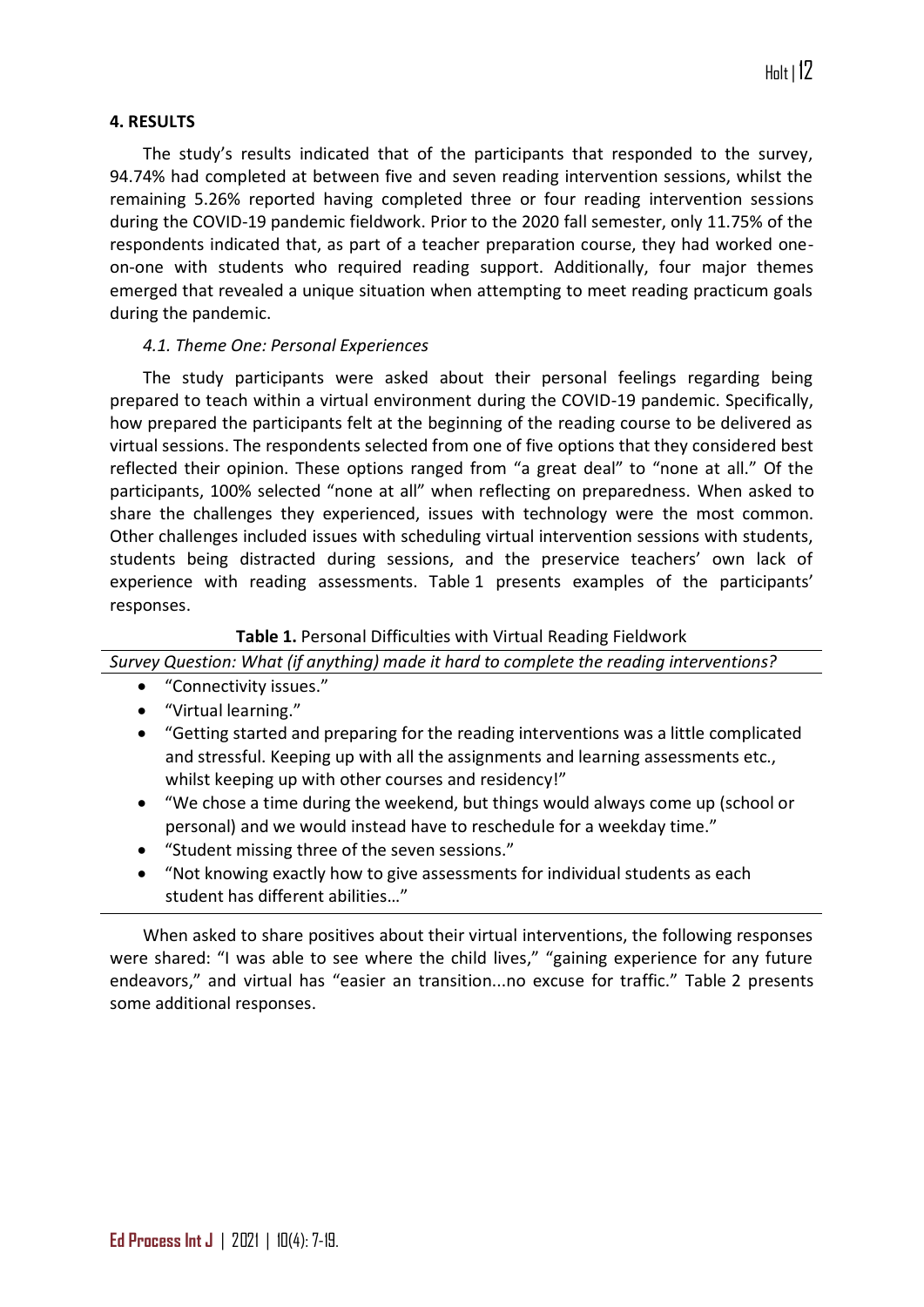## 4. RESULTS

The study's results indicated that of the participants that responded to the survey, 94.74% had completed at between five and seven reading intervention sessions, whilst the remaining 5.26% reported having completed three or four reading intervention sessions during the COVID-19 pandemic fieldwork. Prior to the 2020 fall semester, only 11.75% of the respondents indicated that, as part of a teacher preparation course, they had worked one-on-one with students who required reading support. Additionally, four major themes emerged that revealed a unique situation when attempting to meet reading practicum goals during the pandemic.

### *4.1. Theme One: Personal Experiences*

The study participants were asked about their personal feelings regarding being prepared to teach within a virtual environment during the COVID-19 pandemic. Specifically, how prepared the participants felt at the beginning of the reading course to be delivered as virtual sessions. The respondents selected from one of five options that they considered best reflected their opinion. These options ranged from "a great deal" to "none at all." Of the participants, 100% selected "none at all" when reflecting on preparedness. When asked to share the challenges they experienced, issues with technology were the most common. Other challenges included issues with scheduling virtual intervention sessions with students, students being distracted during sessions, and the preservice teachers' own lack of experience with reading assessments. Table 1 presents examples of the participants' responses.

**Table 1.** Personal Difficulties with Virtual Reading Fieldwork

| *Survey Question: What (if anything) made it hard to complete the reading interventions?* |
|---|
| • "Connectivity issues." |
| • "Virtual learning." |
| • "Getting started and preparing for the reading interventions was a little complicated and stressful. Keeping up with all the assignments and learning assessments etc., whilst keeping up with other courses and residency!" |
| • "We chose a time during the weekend, but things would always come up (school or personal) and we would instead have to reschedule for a weekday time." |
| • "Student missing three of the seven sessions." |
| • "Not knowing exactly how to give assessments for individual students as each student has different abilities…" |

When asked to share positives about their virtual interventions, the following responses were shared: "I was able to see where the child lives," "gaining experience for any future endeavors," and virtual has "easier an transition...no excuse for traffic." Table 2 presents some additional responses.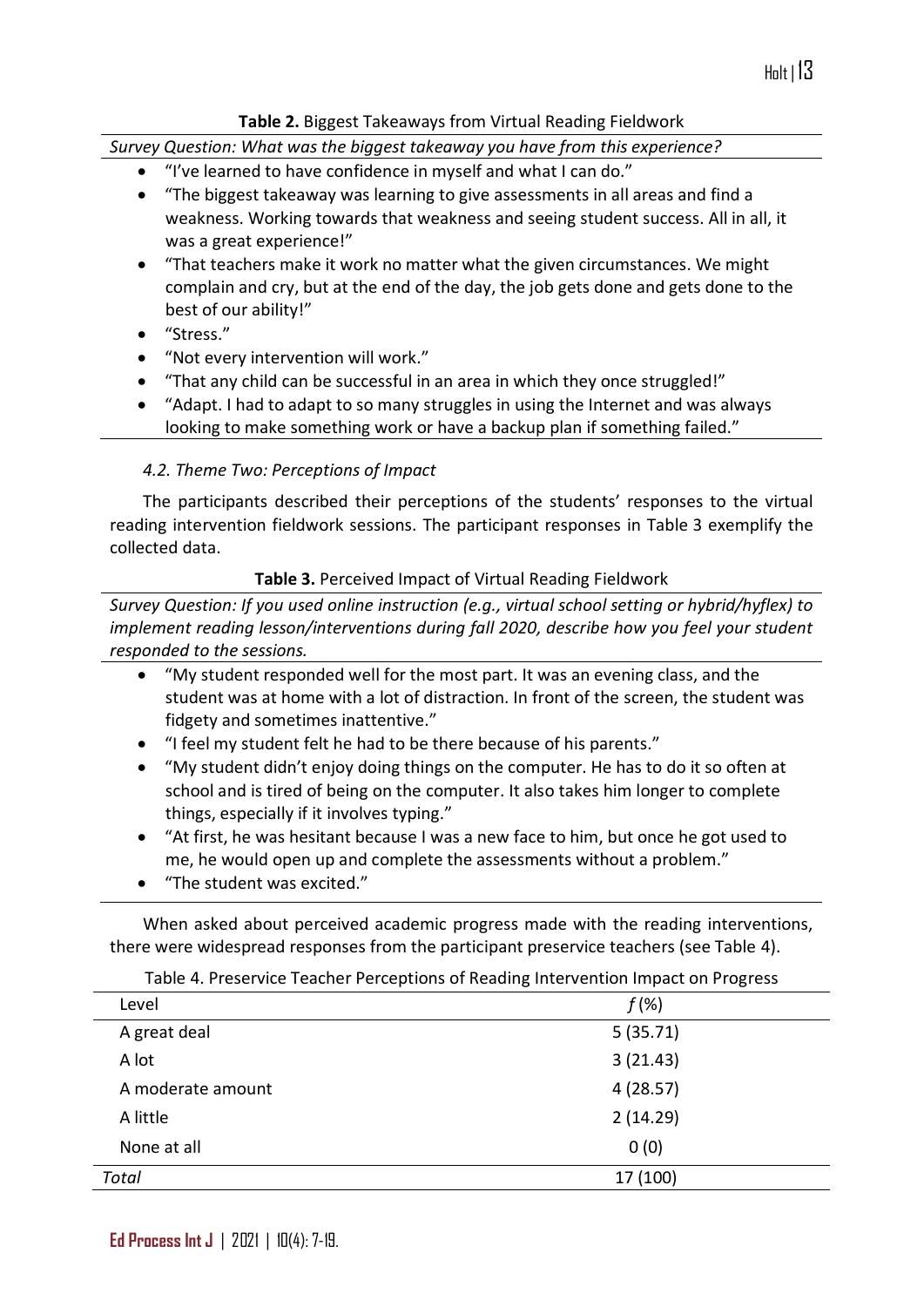**Table 2.** Biggest Takeaways from Virtual Reading Fieldwork

*Survey Question: What was the biggest takeaway you have from this experience?*

- "I've learned to have confidence in myself and what I can do."
- "The biggest takeaway was learning to give assessments in all areas and find a weakness. Working towards that weakness and seeing student success. All in all, it was a great experience!"
- "That teachers make it work no matter what the given circumstances. We might complain and cry, but at the end of the day, the job gets done and gets done to the best of our ability!"
- "Stress."
- "Not every intervention will work."
- "That any child can be successful in an area in which they once struggled!"
- "Adapt. I had to adapt to so many struggles in using the Internet and was always looking to make something work or have a backup plan if something failed."

### *4.2. Theme Two: Perceptions of Impact*

The participants described their perceptions of the students' responses to the virtual reading intervention fieldwork sessions. The participant responses in Table 3 exemplify the collected data.

**Table 3.** Perceived Impact of Virtual Reading Fieldwork

*Survey Question: If you used online instruction (e.g., virtual school setting or hybrid/hyflex) to implement reading lesson/interventions during fall 2020, describe how you feel your student responded to the sessions.*

- "My student responded well for the most part. It was an evening class, and the student was at home with a lot of distraction. In front of the screen, the student was fidgety and sometimes inattentive."
- "I feel my student felt he had to be there because of his parents."
- "My student didn't enjoy doing things on the computer. He has to do it so often at school and is tired of being on the computer. It also takes him longer to complete things, especially if it involves typing."
- "At first, he was hesitant because I was a new face to him, but once he got used to me, he would open up and complete the assessments without a problem."
- "The student was excited."

When asked about perceived academic progress made with the reading interventions, there were widespread responses from the participant preservice teachers (see Table 4).

Table 4. Preservice Teacher Perceptions of Reading Intervention Impact on Progress

| Level | *f* (%) |
|---|---|
| A great deal | 5 (35.71) |
| A lot | 3 (21.43) |
| A moderate amount | 4 (28.57) |
| A little | 2 (14.29) |
| None at all | 0 (0) |
| *Total* | 17 (100) |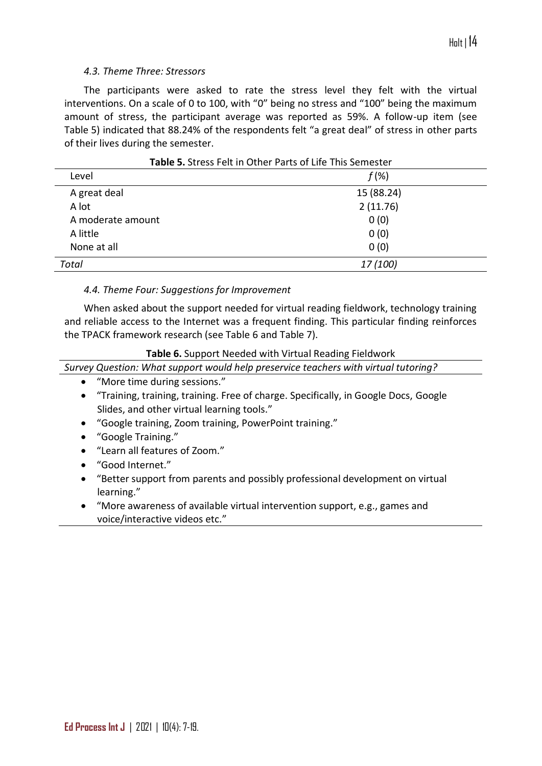### *4.3. Theme Three: Stressors*

The participants were asked to rate the stress level they felt with the virtual interventions. On a scale of 0 to 100, with "0" being no stress and "100" being the maximum amount of stress, the participant average was reported as 59%. A follow-up item (see Table 5) indicated that 88.24% of the respondents felt "a great deal" of stress in other parts of their lives during the semester.

**Table 5.** Stress Felt in Other Parts of Life This Semester

| Level | *f* (%) |
|---|---|
| A great deal | 15 (88.24) |
| A lot | 2 (11.76) |
| A moderate amount | 0 (0) |
| A little | 0 (0) |
| None at all | 0 (0) |
| *Total* | *17 (100)* |

### *4.4. Theme Four: Suggestions for Improvement*

When asked about the support needed for virtual reading fieldwork, technology training and reliable access to the Internet was a frequent finding. This particular finding reinforces the TPACK framework research (see Table 6 and Table 7).

**Table 6.** Support Needed with Virtual Reading Fieldwork

*Survey Question: What support would help preservice teachers with virtual tutoring?*

- "More time during sessions."
- "Training, training, training. Free of charge. Specifically, in Google Docs, Google Slides, and other virtual learning tools."
- "Google training, Zoom training, PowerPoint training."
- "Google Training."
- "Learn all features of Zoom."
- "Good Internet."
- "Better support from parents and possibly professional development on virtual learning."
- "More awareness of available virtual intervention support, e.g., games and voice/interactive videos etc."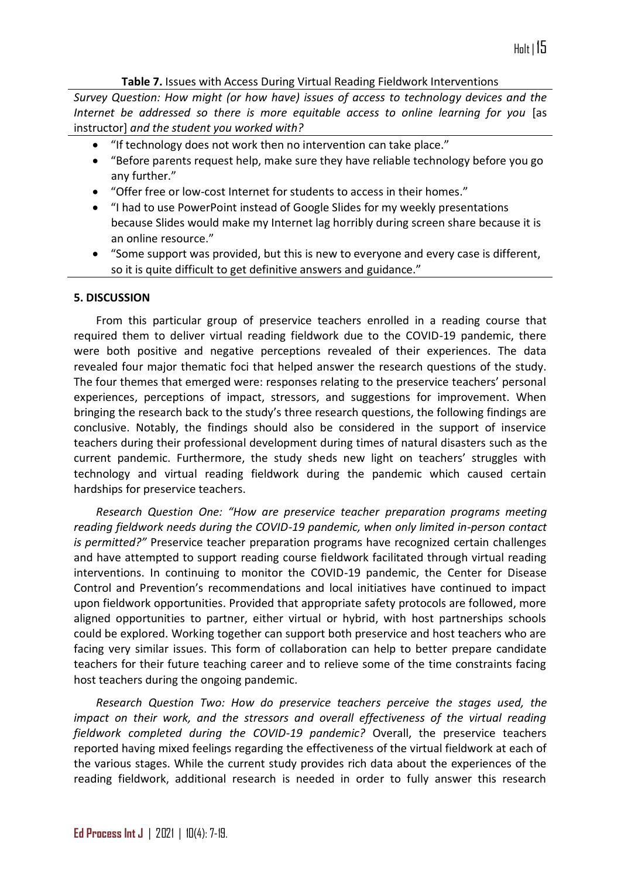**Table 7.** Issues with Access During Virtual Reading Fieldwork Interventions

*Survey Question: How might (or how have) issues of access to technology devices and the Internet be addressed so there is more equitable access to online learning for you* [as instructor] *and the student you worked with?*

- "If technology does not work then no intervention can take place."
- "Before parents request help, make sure they have reliable technology before you go any further."
- "Offer free or low-cost Internet for students to access in their homes."
- "I had to use PowerPoint instead of Google Slides for my weekly presentations because Slides would make my Internet lag horribly during screen share because it is an online resource."
- "Some support was provided, but this is new to everyone and every case is different, so it is quite difficult to get definitive answers and guidance."

## 5. DISCUSSION

From this particular group of preservice teachers enrolled in a reading course that required them to deliver virtual reading fieldwork due to the COVID-19 pandemic, there were both positive and negative perceptions revealed of their experiences. The data revealed four major thematic foci that helped answer the research questions of the study. The four themes that emerged were: responses relating to the preservice teachers' personal experiences, perceptions of impact, stressors, and suggestions for improvement. When bringing the research back to the study's three research questions, the following findings are conclusive. Notably, the findings should also be considered in the support of inservice teachers during their professional development during times of natural disasters such as the current pandemic. Furthermore, the study sheds new light on teachers' struggles with technology and virtual reading fieldwork during the pandemic which caused certain hardships for preservice teachers.

*Research Question One: "How are preservice teacher preparation programs meeting reading fieldwork needs during the COVID-19 pandemic, when only limited in-person contact is permitted?"* Preservice teacher preparation programs have recognized certain challenges and have attempted to support reading course fieldwork facilitated through virtual reading interventions. In continuing to monitor the COVID-19 pandemic, the Center for Disease Control and Prevention's recommendations and local initiatives have continued to impact upon fieldwork opportunities. Provided that appropriate safety protocols are followed, more aligned opportunities to partner, either virtual or hybrid, with host partnerships schools could be explored. Working together can support both preservice and host teachers who are facing very similar issues. This form of collaboration can help to better prepare candidate teachers for their future teaching career and to relieve some of the time constraints facing host teachers during the ongoing pandemic.

*Research Question Two: How do preservice teachers perceive the stages used, the impact on their work, and the stressors and overall effectiveness of the virtual reading fieldwork completed during the COVID-19 pandemic?* Overall, the preservice teachers reported having mixed feelings regarding the effectiveness of the virtual fieldwork at each of the various stages. While the current study provides rich data about the experiences of the reading fieldwork, additional research is needed in order to fully answer this research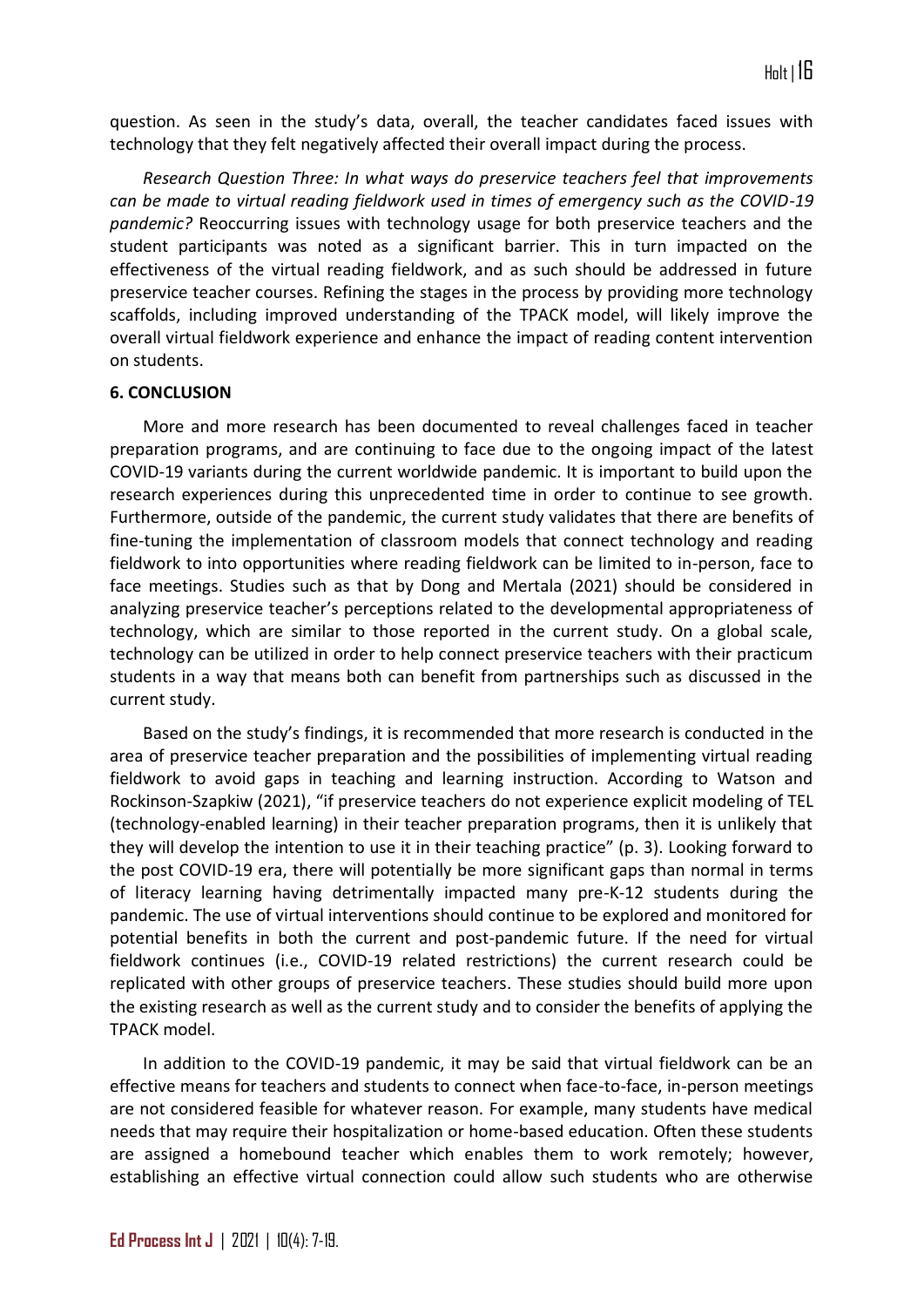question. As seen in the study's data, overall, the teacher candidates faced issues with technology that they felt negatively affected their overall impact during the process.

*Research Question Three: In what ways do preservice teachers feel that improvements can be made to virtual reading fieldwork used in times of emergency such as the COVID-19 pandemic?* Reoccurring issues with technology usage for both preservice teachers and the student participants was noted as a significant barrier. This in turn impacted on the effectiveness of the virtual reading fieldwork, and as such should be addressed in future preservice teacher courses. Refining the stages in the process by providing more technology scaffolds, including improved understanding of the TPACK model, will likely improve the overall virtual fieldwork experience and enhance the impact of reading content intervention on students.

## 6. CONCLUSION

More and more research has been documented to reveal challenges faced in teacher preparation programs, and are continuing to face due to the ongoing impact of the latest COVID-19 variants during the current worldwide pandemic. It is important to build upon the research experiences during this unprecedented time in order to continue to see growth. Furthermore, outside of the pandemic, the current study validates that there are benefits of fine-tuning the implementation of classroom models that connect technology and reading fieldwork to into opportunities where reading fieldwork can be limited to in-person, face to face meetings. Studies such as that by Dong and Mertala (2021) should be considered in analyzing preservice teacher's perceptions related to the developmental appropriateness of technology, which are similar to those reported in the current study. On a global scale, technology can be utilized in order to help connect preservice teachers with their practicum students in a way that means both can benefit from partnerships such as discussed in the current study.

Based on the study's findings, it is recommended that more research is conducted in the area of preservice teacher preparation and the possibilities of implementing virtual reading fieldwork to avoid gaps in teaching and learning instruction. According to Watson and Rockinson-Szapkiw (2021), "if preservice teachers do not experience explicit modeling of TEL (technology-enabled learning) in their teacher preparation programs, then it is unlikely that they will develop the intention to use it in their teaching practice" (p. 3). Looking forward to the post COVID-19 era, there will potentially be more significant gaps than normal in terms of literacy learning having detrimentally impacted many pre-K-12 students during the pandemic. The use of virtual interventions should continue to be explored and monitored for potential benefits in both the current and post-pandemic future. If the need for virtual fieldwork continues (i.e., COVID-19 related restrictions) the current research could be replicated with other groups of preservice teachers. These studies should build more upon the existing research as well as the current study and to consider the benefits of applying the TPACK model.

In addition to the COVID-19 pandemic, it may be said that virtual fieldwork can be an effective means for teachers and students to connect when face-to-face, in-person meetings are not considered feasible for whatever reason. For example, many students have medical needs that may require their hospitalization or home-based education. Often these students are assigned a homebound teacher which enables them to work remotely; however, establishing an effective virtual connection could allow such students who are otherwise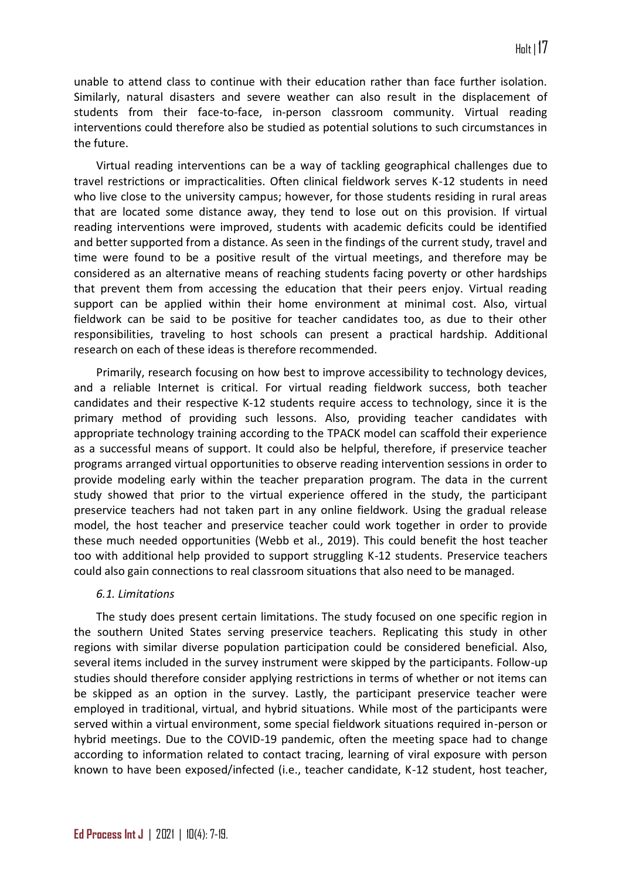unable to attend class to continue with their education rather than face further isolation. Similarly, natural disasters and severe weather can also result in the displacement of students from their face-to-face, in-person classroom community. Virtual reading interventions could therefore also be studied as potential solutions to such circumstances in the future.

Virtual reading interventions can be a way of tackling geographical challenges due to travel restrictions or impracticalities. Often clinical fieldwork serves K-12 students in need who live close to the university campus; however, for those students residing in rural areas that are located some distance away, they tend to lose out on this provision. If virtual reading interventions were improved, students with academic deficits could be identified and better supported from a distance. As seen in the findings of the current study, travel and time were found to be a positive result of the virtual meetings, and therefore may be considered as an alternative means of reaching students facing poverty or other hardships that prevent them from accessing the education that their peers enjoy. Virtual reading support can be applied within their home environment at minimal cost. Also, virtual fieldwork can be said to be positive for teacher candidates too, as due to their other responsibilities, traveling to host schools can present a practical hardship. Additional research on each of these ideas is therefore recommended.

Primarily, research focusing on how best to improve accessibility to technology devices, and a reliable Internet is critical. For virtual reading fieldwork success, both teacher candidates and their respective K-12 students require access to technology, since it is the primary method of providing such lessons. Also, providing teacher candidates with appropriate technology training according to the TPACK model can scaffold their experience as a successful means of support. It could also be helpful, therefore, if preservice teacher programs arranged virtual opportunities to observe reading intervention sessions in order to provide modeling early within the teacher preparation program. The data in the current study showed that prior to the virtual experience offered in the study, the participant preservice teachers had not taken part in any online fieldwork. Using the gradual release model, the host teacher and preservice teacher could work together in order to provide these much needed opportunities (Webb et al., 2019). This could benefit the host teacher too with additional help provided to support struggling K-12 students. Preservice teachers could also gain connections to real classroom situations that also need to be managed.

### *6.1. Limitations*

The study does present certain limitations. The study focused on one specific region in the southern United States serving preservice teachers. Replicating this study in other regions with similar diverse population participation could be considered beneficial. Also, several items included in the survey instrument were skipped by the participants. Follow-up studies should therefore consider applying restrictions in terms of whether or not items can be skipped as an option in the survey. Lastly, the participant preservice teacher were employed in traditional, virtual, and hybrid situations. While most of the participants were served within a virtual environment, some special fieldwork situations required in-person or hybrid meetings. Due to the COVID-19 pandemic, often the meeting space had to change according to information related to contact tracing, learning of viral exposure with person known to have been exposed/infected (i.e., teacher candidate, K-12 student, host teacher,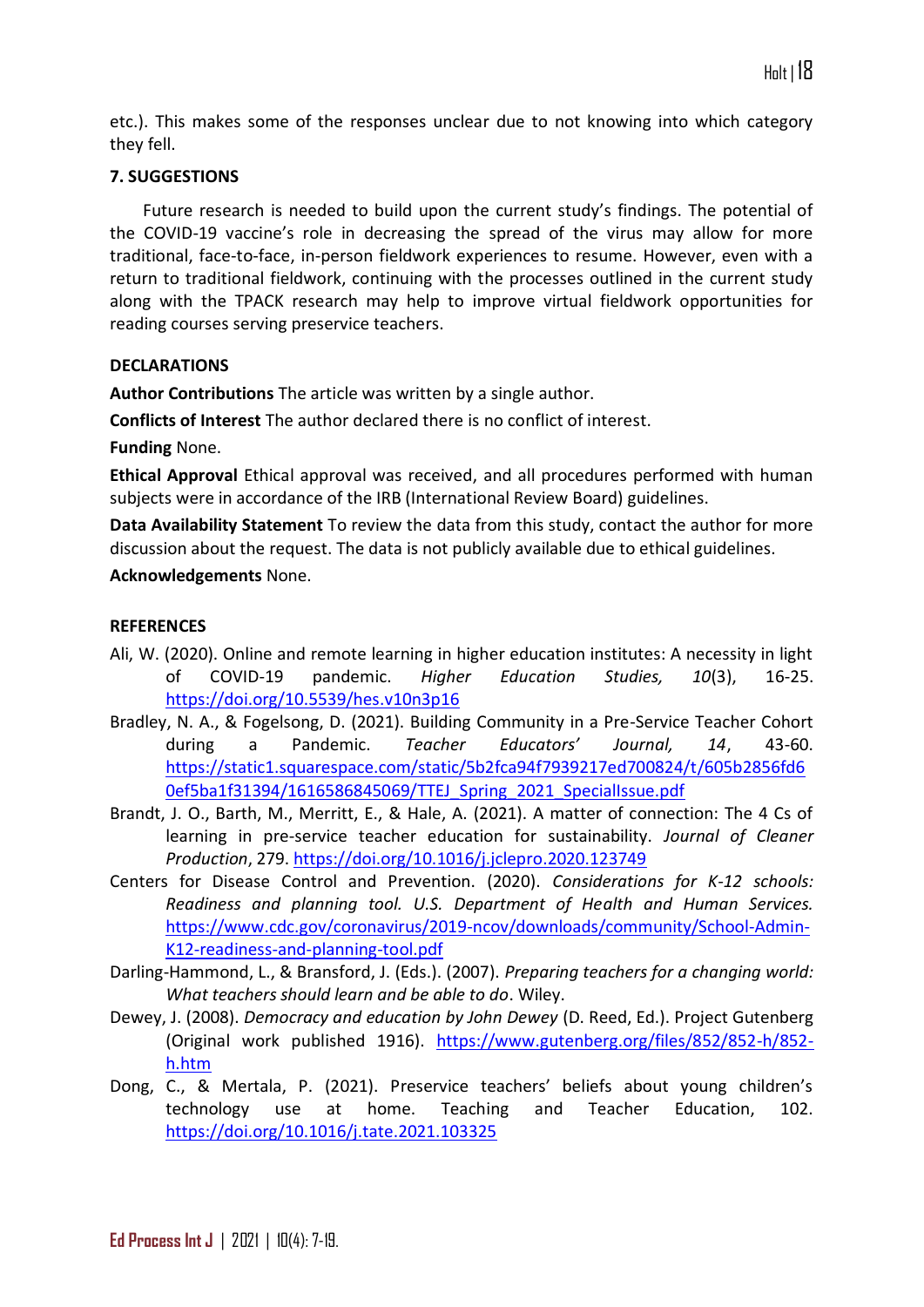etc.). This makes some of the responses unclear due to not knowing into which category they fell.

## 7. SUGGESTIONS

Future research is needed to build upon the current study's findings. The potential of the COVID-19 vaccine's role in decreasing the spread of the virus may allow for more traditional, face-to-face, in-person fieldwork experiences to resume. However, even with a return to traditional fieldwork, continuing with the processes outlined in the current study along with the TPACK research may help to improve virtual fieldwork opportunities for reading courses serving preservice teachers.

## DECLARATIONS

**Author Contributions** The article was written by a single author.

**Conflicts of Interest** The author declared there is no conflict of interest.

**Funding** None.

**Ethical Approval** Ethical approval was received, and all procedures performed with human subjects were in accordance of the IRB (International Review Board) guidelines.

**Data Availability Statement** To review the data from this study, contact the author for more discussion about the request. The data is not publicly available due to ethical guidelines.

**Acknowledgements** None.

## REFERENCES

Ali, W. (2020). Online and remote learning in higher education institutes: A necessity in light of COVID-19 pandemic. *Higher Education Studies, 10*(3), 16-25. https://doi.org/10.5539/hes.v10n3p16

Bradley, N. A., & Fogelsong, D. (2021). Building Community in a Pre-Service Teacher Cohort during a Pandemic. *Teacher Educators' Journal, 14*, 43-60. https://static1.squarespace.com/static/5b2fca94f7939217ed700824/t/605b2856fd60ef5ba1f31394/1616586845069/TTEJ_Spring_2021_SpecialIssue.pdf

Brandt, J. O., Barth, M., Merritt, E., & Hale, A. (2021). A matter of connection: The 4 Cs of learning in pre-service teacher education for sustainability. *Journal of Cleaner Production*, 279. https://doi.org/10.1016/j.jclepro.2020.123749

Centers for Disease Control and Prevention. (2020). *Considerations for K-12 schools: Readiness and planning tool. U.S. Department of Health and Human Services.* https://www.cdc.gov/coronavirus/2019-ncov/downloads/community/School-Admin-K12-readiness-and-planning-tool.pdf

Darling-Hammond, L., & Bransford, J. (Eds.). (2007). *Preparing teachers for a changing world: What teachers should learn and be able to do*. Wiley.

Dewey, J. (2008). *Democracy and education by John Dewey* (D. Reed, Ed.). Project Gutenberg (Original work published 1916). https://www.gutenberg.org/files/852/852-h/852-h.htm

Dong, C., & Mertala, P. (2021). Preservice teachers' beliefs about young children's technology use at home. Teaching and Teacher Education, 102. https://doi.org/10.1016/j.tate.2021.103325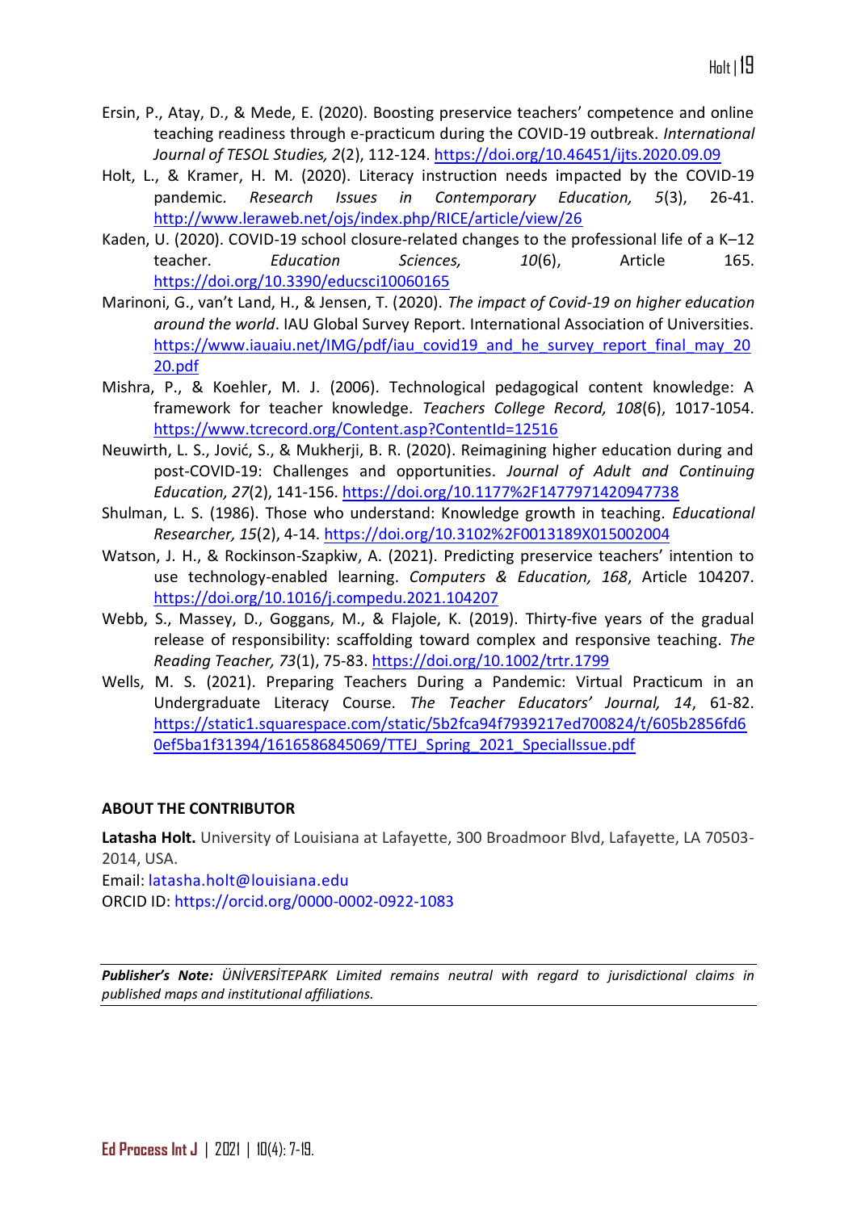Ersin, P., Atay, D., & Mede, E. (2020). Boosting preservice teachers' competence and online teaching readiness through e-practicum during the COVID-19 outbreak. *International Journal of TESOL Studies, 2*(2), 112-124. https://doi.org/10.46451/ijts.2020.09.09

Holt, L., & Kramer, H. M. (2020). Literacy instruction needs impacted by the COVID-19 pandemic. *Research Issues in Contemporary Education, 5*(3), 26-41. http://www.leraweb.net/ojs/index.php/RICE/article/view/26

Kaden, U. (2020). COVID-19 school closure-related changes to the professional life of a K–12 teacher. *Education Sciences, 10*(6), Article 165. https://doi.org/10.3390/educsci10060165

Marinoni, G., van't Land, H., & Jensen, T. (2020). *The impact of Covid-19 on higher education around the world*. IAU Global Survey Report. International Association of Universities. https://www.iauaiu.net/IMG/pdf/iau_covid19_and_he_survey_report_final_may_2020.pdf

Mishra, P., & Koehler, M. J. (2006). Technological pedagogical content knowledge: A framework for teacher knowledge. *Teachers College Record, 108*(6), 1017-1054. https://www.tcrecord.org/Content.asp?ContentId=12516

Neuwirth, L. S., Jović, S., & Mukherji, B. R. (2020). Reimagining higher education during and post-COVID-19: Challenges and opportunities. *Journal of Adult and Continuing Education, 27*(2), 141-156. https://doi.org/10.1177%2F1477971420947738

Shulman, L. S. (1986). Those who understand: Knowledge growth in teaching. *Educational Researcher, 15*(2), 4-14. https://doi.org/10.3102%2F0013189X015002004

Watson, J. H., & Rockinson-Szapkiw, A. (2021). Predicting preservice teachers' intention to use technology-enabled learning. *Computers & Education, 168*, Article 104207. https://doi.org/10.1016/j.compedu.2021.104207

Webb, S., Massey, D., Goggans, M., & Flajole, K. (2019). Thirty-five years of the gradual release of responsibility: scaffolding toward complex and responsive teaching. *The Reading Teacher, 73*(1), 75-83. https://doi.org/10.1002/trtr.1799

Wells, M. S. (2021). Preparing Teachers During a Pandemic: Virtual Practicum in an Undergraduate Literacy Course. *The Teacher Educators' Journal, 14*, 61-82. https://static1.squarespace.com/static/5b2fca94f7939217ed700824/t/605b2856fd60ef5ba1f31394/1616586845069/TTEJ_Spring_2021_SpecialIssue.pdf

## ABOUT THE CONTRIBUTOR

**Latasha Holt.** University of Louisiana at Lafayette, 300 Broadmoor Blvd, Lafayette, LA 70503-2014, USA.

Email: latasha.holt@louisiana.edu

ORCID ID: https://orcid.org/0000-0002-0922-1083

***Publisher's Note:*** *ÜNİVERSİTEPARK Limited remains neutral with regard to jurisdictional claims in published maps and institutional affiliations.*